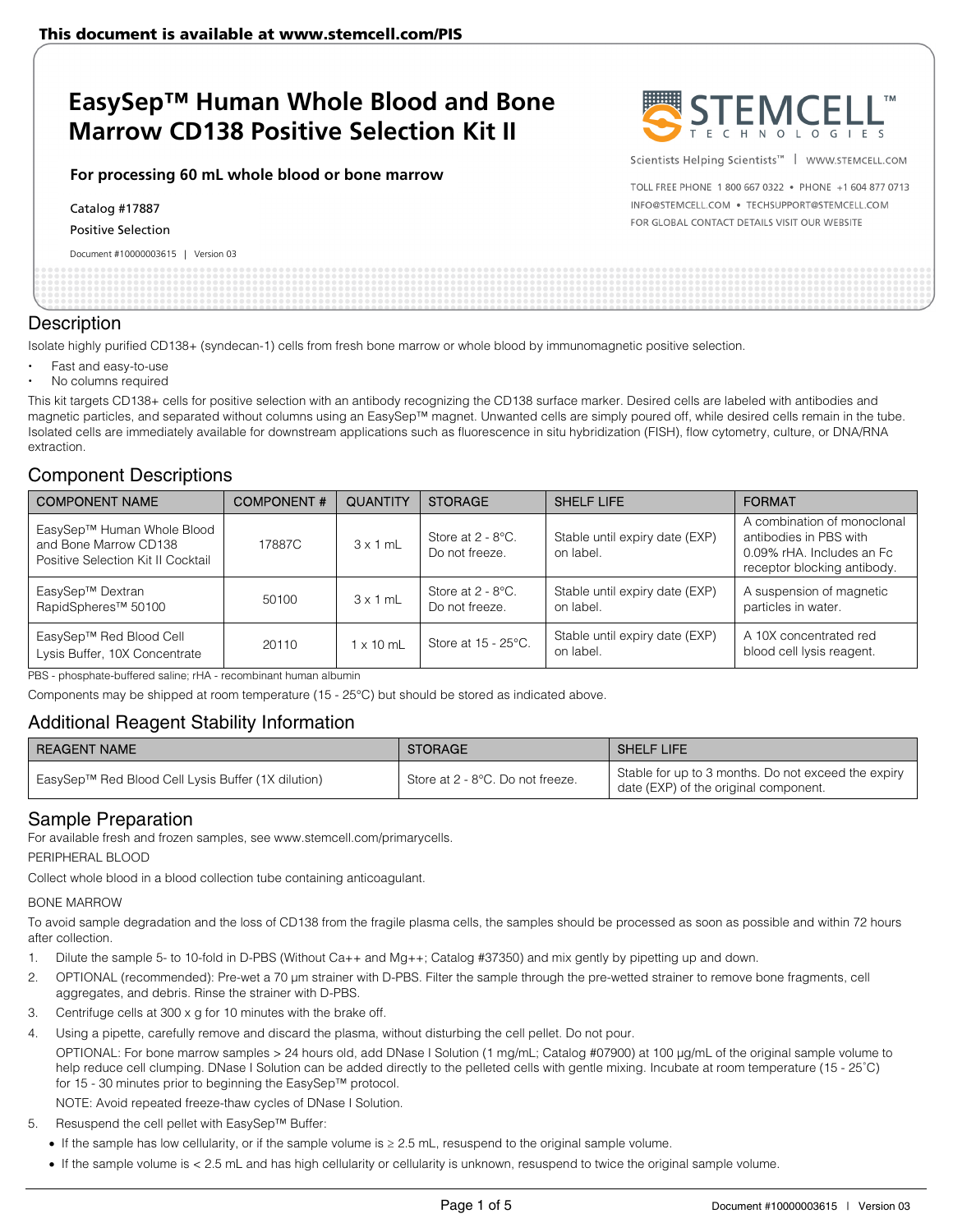This document is available at www.stemcell.com/PIS

# EasySep™ Human Whole Blood and Bone Marrow CD138 Positive Selection Kit II

**For processing 60 mL whole blood or bone marrow**

Catalog #17887

Positive Selection

Document #10000003615 | Version 03

STEMCELL™ TECHNOLOGIES

Scientists Helping Scientists™ | WWW.STEMCELL.COM

TOLL FREE PHONE 1 800 667 0322 • PHONE +1 604 877 0713
INFO@STEMCELL.COM • TECHSUPPORT@STEMCELL.COM
FOR GLOBAL CONTACT DETAILS VISIT OUR WEBSITE

## Description

Isolate highly purified CD138+ (syndecan-1) cells from fresh bone marrow or whole blood by immunomagnetic positive selection.

- Fast and easy-to-use
- No columns required

This kit targets CD138+ cells for positive selection with an antibody recognizing the CD138 surface marker. Desired cells are labeled with antibodies and magnetic particles, and separated without columns using an EasySep™ magnet. Unwanted cells are simply poured off, while desired cells remain in the tube. Isolated cells are immediately available for downstream applications such as fluorescence in situ hybridization (FISH), flow cytometry, culture, or DNA/RNA extraction.

## Component Descriptions

| COMPONENT NAME | COMPONENT # | QUANTITY | STORAGE | SHELF LIFE | FORMAT |
| --- | --- | --- | --- | --- | --- |
| EasySep™ Human Whole Blood and Bone Marrow CD138 Positive Selection Kit II Cocktail | 17887C | 3 x 1 mL | Store at 2 - 8°C. Do not freeze. | Stable until expiry date (EXP) on label. | A combination of monoclonal antibodies in PBS with 0.09% rHA. Includes an Fc receptor blocking antibody. |
| EasySep™ Dextran RapidSpheres™ 50100 | 50100 | 3 x 1 mL | Store at 2 - 8°C. Do not freeze. | Stable until expiry date (EXP) on label. | A suspension of magnetic particles in water. |
| EasySep™ Red Blood Cell Lysis Buffer, 10X Concentrate | 20110 | 1 x 10 mL | Store at 15 - 25°C. | Stable until expiry date (EXP) on label. | A 10X concentrated red blood cell lysis reagent. |

PBS - phosphate-buffered saline; rHA - recombinant human albumin

Components may be shipped at room temperature (15 - 25°C) but should be stored as indicated above.

## Additional Reagent Stability Information

| REAGENT NAME | STORAGE | SHELF LIFE |
| --- | --- | --- |
| EasySep™ Red Blood Cell Lysis Buffer (1X dilution) | Store at 2 - 8°C. Do not freeze. | Stable for up to 3 months. Do not exceed the expiry date (EXP) of the original component. |

## Sample Preparation

For available fresh and frozen samples, see www.stemcell.com/primarycells.

PERIPHERAL BLOOD

Collect whole blood in a blood collection tube containing anticoagulant.

BONE MARROW

To avoid sample degradation and the loss of CD138 from the fragile plasma cells, the samples should be processed as soon as possible and within 72 hours after collection.

1. Dilute the sample 5- to 10-fold in D-PBS (Without Ca++ and Mg++; Catalog #37350) and mix gently by pipetting up and down.
2. OPTIONAL (recommended): Pre-wet a 70 µm strainer with D-PBS. Filter the sample through the pre-wetted strainer to remove bone fragments, cell aggregates, and debris. Rinse the strainer with D-PBS.
3. Centrifuge cells at 300 x g for 10 minutes with the brake off.
4. Using a pipette, carefully remove and discard the plasma, without disturbing the cell pellet. Do not pour.

   OPTIONAL: For bone marrow samples > 24 hours old, add DNase I Solution (1 mg/mL; Catalog #07900) at 100 µg/mL of the original sample volume to help reduce cell clumping. DNase I Solution can be added directly to the pelleted cells with gentle mixing. Incubate at room temperature (15 - 25˚C) for 15 - 30 minutes prior to beginning the EasySep™ protocol.

   NOTE: Avoid repeated freeze-thaw cycles of DNase I Solution.
5. Resuspend the cell pellet with EasySep™ Buffer:
   - If the sample has low cellularity, or if the sample volume is ≥ 2.5 mL, resuspend to the original sample volume.
   - If the sample volume is < 2.5 mL and has high cellularity or cellularity is unknown, resuspend to twice the original sample volume.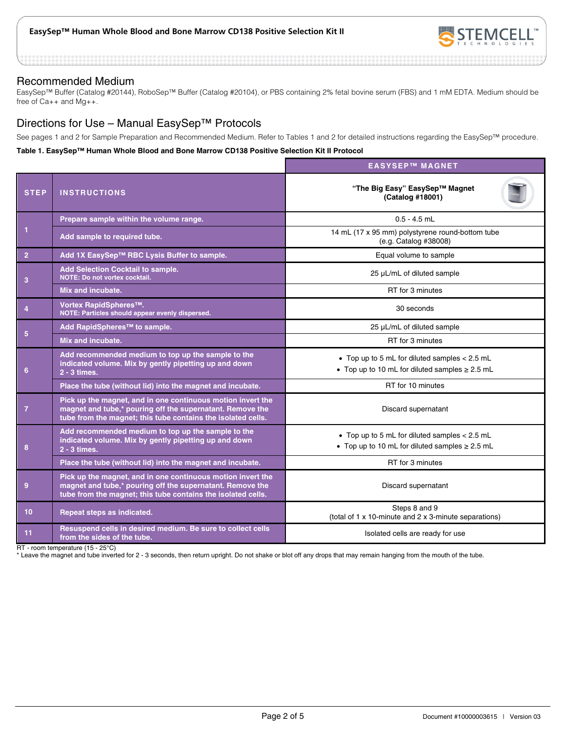## Recommended Medium

EasySep™ Buffer (Catalog #20144), RoboSep™ Buffer (Catalog #20104), or PBS containing 2% fetal bovine serum (FBS) and 1 mM EDTA. Medium should be free of Ca++ and Mg++.

## Directions for Use – Manual EasySep™ Protocols

See pages 1 and 2 for Sample Preparation and Recommended Medium. Refer to Tables 1 and 2 for detailed instructions regarding the EasySep™ procedure.

**Table 1. EasySep™ Human Whole Blood and Bone Marrow CD138 Positive Selection Kit II Protocol**

| STEP | INSTRUCTIONS | EASYSEP™ MAGNET: "The Big Easy" EasySep™ Magnet (Catalog #18001) |
|---|---|---|
| 1 | Prepare sample within the volume range. | 0.5 - 4.5 mL |
| | Add sample to required tube. | 14 mL (17 x 95 mm) polystyrene round-bottom tube (e.g. Catalog #38008) |
| 2 | Add 1X EasySep™ RBC Lysis Buffer to sample. | Equal volume to sample |
| 3 | Add Selection Cocktail to sample. NOTE: Do not vortex cocktail. | 25 µL/mL of diluted sample |
| | Mix and incubate. | RT for 3 minutes |
| 4 | Vortex RapidSpheres™. NOTE: Particles should appear evenly dispersed. | 30 seconds |
| 5 | Add RapidSpheres™ to sample. | 25 µL/mL of diluted sample |
| | Mix and incubate. | RT for 3 minutes |
| 6 | Add recommended medium to top up the sample to the indicated volume. Mix by gently pipetting up and down 2 - 3 times. | • Top up to 5 mL for diluted samples < 2.5 mL<br>• Top up to 10 mL for diluted samples ≥ 2.5 mL |
| | Place the tube (without lid) into the magnet and incubate. | RT for 10 minutes |
| 7 | Pick up the magnet, and in one continuous motion invert the magnet and tube,* pouring off the supernatant. Remove the tube from the magnet; this tube contains the isolated cells. | Discard supernatant |
| 8 | Add recommended medium to top up the sample to the indicated volume. Mix by gently pipetting up and down 2 - 3 times. | • Top up to 5 mL for diluted samples < 2.5 mL<br>• Top up to 10 mL for diluted samples ≥ 2.5 mL |
| | Place the tube (without lid) into the magnet and incubate. | RT for 3 minutes |
| 9 | Pick up the magnet, and in one continuous motion invert the magnet and tube,* pouring off the supernatant. Remove the tube from the magnet; this tube contains the isolated cells. | Discard supernatant |
| 10 | Repeat steps as indicated. | Steps 8 and 9 (total of 1 x 10-minute and 2 x 3-minute separations) |
| 11 | Resuspend cells in desired medium. Be sure to collect cells from the sides of the tube. | Isolated cells are ready for use |

RT - room temperature (15 - 25°C)

* Leave the magnet and tube inverted for 2 - 3 seconds, then return upright. Do not shake or blot off any drops that may remain hanging from the mouth of the tube.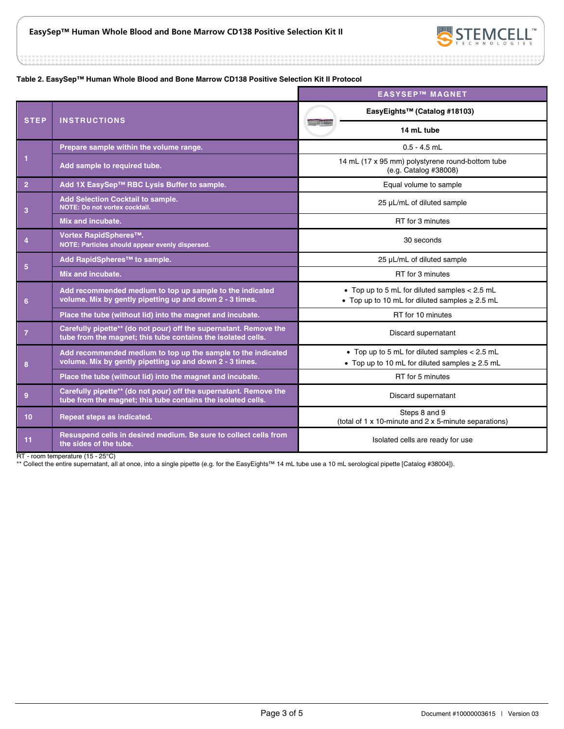**Table 2. EasySep™ Human Whole Blood and Bone Marrow CD138 Positive Selection Kit II Protocol**

| STEP | INSTRUCTIONS | EASYSEP™ MAGNET: EasyEights™ (Catalog #18103) 14 mL tube |
|---|---|---|
| 1 | Prepare sample within the volume range. | 0.5 - 4.5 mL |
| | Add sample to required tube. | 14 mL (17 x 95 mm) polystyrene round-bottom tube (e.g. Catalog #38008) |
| 2 | Add 1X EasySep™ RBC Lysis Buffer to sample. | Equal volume to sample |
| 3 | Add Selection Cocktail to sample. NOTE: Do not vortex cocktail. | 25 µL/mL of diluted sample |
| | Mix and incubate. | RT for 3 minutes |
| 4 | Vortex RapidSpheres™. NOTE: Particles should appear evenly dispersed. | 30 seconds |
| 5 | Add RapidSpheres™ to sample. | 25 µL/mL of diluted sample |
| | Mix and incubate. | RT for 3 minutes |
| 6 | Add recommended medium to top up sample to the indicated volume. Mix by gently pipetting up and down 2 - 3 times. | • Top up to 5 mL for diluted samples < 2.5 mL<br>• Top up to 10 mL for diluted samples ≥ 2.5 mL |
| | Place the tube (without lid) into the magnet and incubate. | RT for 10 minutes |
| 7 | Carefully pipette** (do not pour) off the supernatant. Remove the tube from the magnet; this tube contains the isolated cells. | Discard supernatant |
| 8 | Add recommended medium to top up the sample to the indicated volume. Mix by gently pipetting up and down 2 - 3 times. | • Top up to 5 mL for diluted samples < 2.5 mL<br>• Top up to 10 mL for diluted samples ≥ 2.5 mL |
| | Place the tube (without lid) into the magnet and incubate. | RT for 5 minutes |
| 9 | Carefully pipette** (do not pour) off the supernatant. Remove the tube from the magnet; this tube contains the isolated cells. | Discard supernatant |
| 10 | Repeat steps as indicated. | Steps 8 and 9 (total of 1 x 10-minute and 2 x 5-minute separations) |
| 11 | Resuspend cells in desired medium. Be sure to collect cells from the sides of the tube. | Isolated cells are ready for use |

RT - room temperature (15 - 25°C)

** Collect the entire supernatant, all at once, into a single pipette (e.g. for the EasyEights™ 14 mL tube use a 10 mL serological pipette [Catalog #38004]).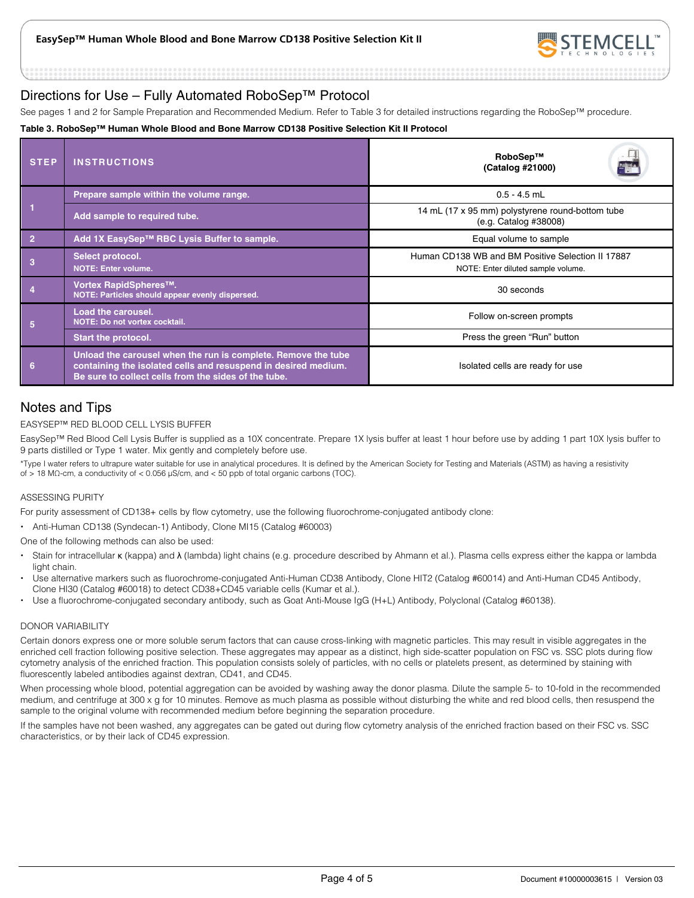## Directions for Use – Fully Automated RoboSep™ Protocol

See pages 1 and 2 for Sample Preparation and Recommended Medium. Refer to Table 3 for detailed instructions regarding the RoboSep™ procedure.

**Table 3. RoboSep™ Human Whole Blood and Bone Marrow CD138 Positive Selection Kit II Protocol**

| STEP | INSTRUCTIONS | RoboSep™ (Catalog #21000) |
|---|---|---|
| 1 | Prepare sample within the volume range. | 0.5 - 4.5 mL |
| | Add sample to required tube. | 14 mL (17 x 95 mm) polystyrene round-bottom tube (e.g. Catalog #38008) |
| 2 | Add 1X EasySep™ RBC Lysis Buffer to sample. | Equal volume to sample |
| 3 | Select protocol. NOTE: Enter volume. | Human CD138 WB and BM Positive Selection II 17887 NOTE: Enter diluted sample volume. |
| 4 | Vortex RapidSpheres™. NOTE: Particles should appear evenly dispersed. | 30 seconds |
| 5 | Load the carousel. NOTE: Do not vortex cocktail. | Follow on-screen prompts |
| | Start the protocol. | Press the green "Run" button |
| 6 | Unload the carousel when the run is complete. Remove the tube containing the isolated cells and resuspend in desired medium. Be sure to collect cells from the sides of the tube. | Isolated cells are ready for use |

## Notes and Tips

### EASYSEP™ RED BLOOD CELL LYSIS BUFFER

EasySep™ Red Blood Cell Lysis Buffer is supplied as a 10X concentrate. Prepare 1X lysis buffer at least 1 hour before use by adding 1 part 10X lysis buffer to 9 parts distilled or Type 1 water. Mix gently and completely before use.

*Type I water refers to ultrapure water suitable for use in analytical procedures. It is defined by the American Society for Testing and Materials (ASTM) as having a resistivity of > 18 MΩ-cm, a conductivity of < 0.056 µS/cm, and < 50 ppb of total organic carbons (TOC).

### ASSESSING PURITY

For purity assessment of CD138+ cells by flow cytometry, use the following fluorochrome-conjugated antibody clone:

- Anti-Human CD138 (Syndecan-1) Antibody, Clone MI15 (Catalog #60003)

One of the following methods can also be used:

- Stain for intracellular κ (kappa) and λ (lambda) light chains (e.g. procedure described by Ahmann et al.). Plasma cells express either the kappa or lambda light chain.
- Use alternative markers such as fluorochrome-conjugated Anti-Human CD38 Antibody, Clone HIT2 (Catalog #60014) and Anti-Human CD45 Antibody, Clone HI30 (Catalog #60018) to detect CD38+CD45 variable cells (Kumar et al.).
- Use a fluorochrome-conjugated secondary antibody, such as Goat Anti-Mouse IgG (H+L) Antibody, Polyclonal (Catalog #60138).

### DONOR VARIABILITY

Certain donors express one or more soluble serum factors that can cause cross-linking with magnetic particles. This may result in visible aggregates in the enriched cell fraction following positive selection. These aggregates may appear as a distinct, high side-scatter population on FSC vs. SSC plots during flow cytometry analysis of the enriched fraction. This population consists solely of particles, with no cells or platelets present, as determined by staining with fluorescently labeled antibodies against dextran, CD41, and CD45.

When processing whole blood, potential aggregation can be avoided by washing away the donor plasma. Dilute the sample 5- to 10-fold in the recommended medium, and centrifuge at 300 x g for 10 minutes. Remove as much plasma as possible without disturbing the white and red blood cells, then resuspend the sample to the original volume with recommended medium before beginning the separation procedure.

If the samples have not been washed, any aggregates can be gated out during flow cytometry analysis of the enriched fraction based on their FSC vs. SSC characteristics, or by their lack of CD45 expression.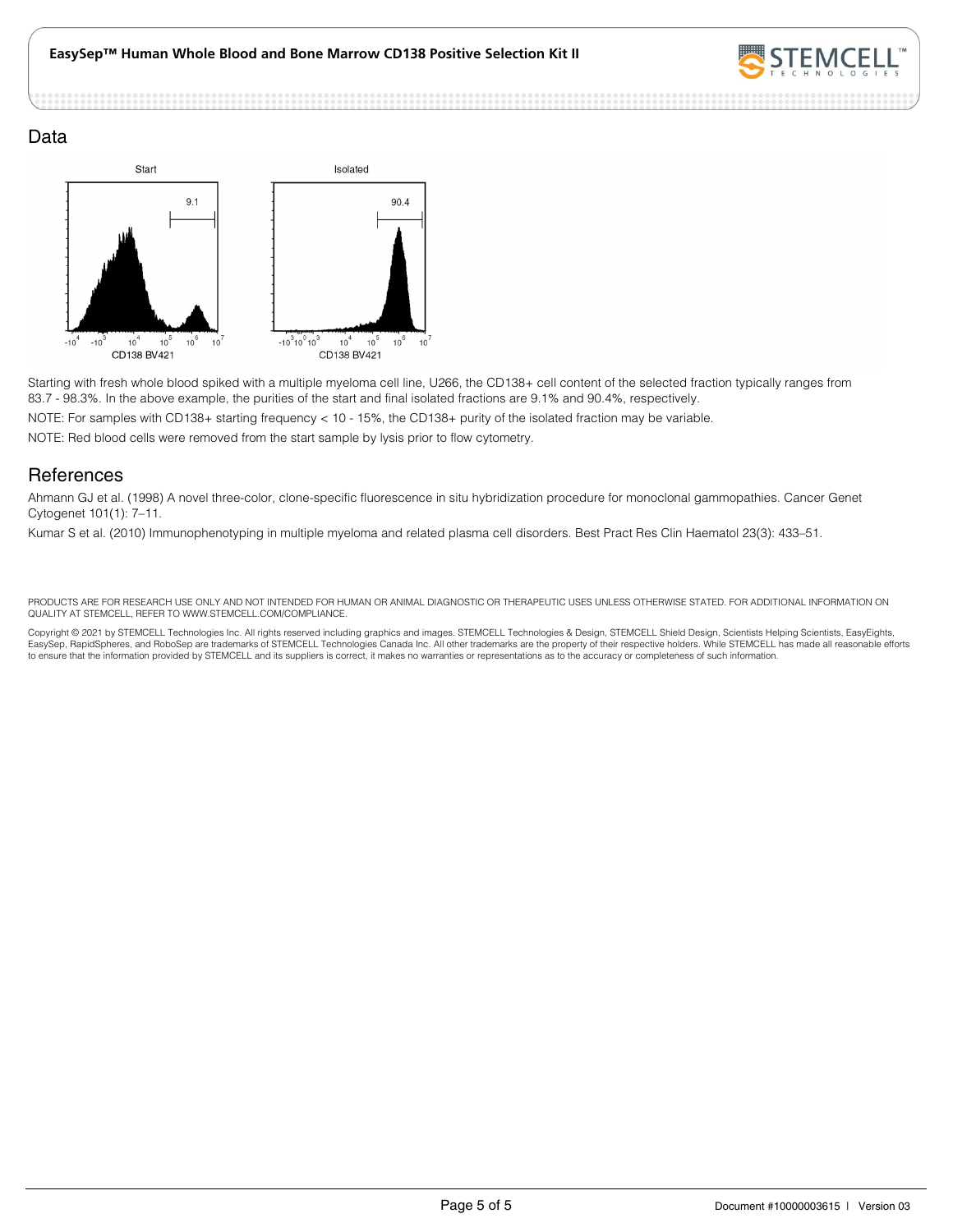## Data

Start

9.1

$-10^4$ $-10^3$ $10^4$ $10^5$ $10^6$ $10^7$

CD138 BV421

Isolated

90.4

$-10^3$ $10^0$ $10^3$ $10^4$ $10^5$ $10^6$ $10^7$

CD138 BV421

Starting with fresh whole blood spiked with a multiple myeloma cell line, U266, the CD138+ cell content of the selected fraction typically ranges from 83.7 - 98.3%. In the above example, the purities of the start and final isolated fractions are 9.1% and 90.4%, respectively.

NOTE: For samples with CD138+ starting frequency < 10 - 15%, the CD138+ purity of the isolated fraction may be variable.

NOTE: Red blood cells were removed from the start sample by lysis prior to flow cytometry.

## References

Ahmann GJ et al. (1998) A novel three-color, clone-specific fluorescence in situ hybridization procedure for monoclonal gammopathies. Cancer Genet Cytogenet 101(1): 7–11.

Kumar S et al. (2010) Immunophenotyping in multiple myeloma and related plasma cell disorders. Best Pract Res Clin Haematol 23(3): 433–51.

PRODUCTS ARE FOR RESEARCH USE ONLY AND NOT INTENDED FOR HUMAN OR ANIMAL DIAGNOSTIC OR THERAPEUTIC USES UNLESS OTHERWISE STATED. FOR ADDITIONAL INFORMATION ON QUALITY AT STEMCELL, REFER TO WWW.STEMCELL.COM/COMPLIANCE.

Copyright © 2021 by STEMCELL Technologies Inc. All rights reserved including graphics and images. STEMCELL Technologies & Design, STEMCELL Shield Design, Scientists Helping Scientists, EasyEights, EasySep, RapidSpheres, and RoboSep are trademarks of STEMCELL Technologies Canada Inc. All other trademarks are the property of their respective holders. While STEMCELL has made all reasonable efforts to ensure that the information provided by STEMCELL and its suppliers is correct, it makes no warranties or representations as to the accuracy or completeness of such information.